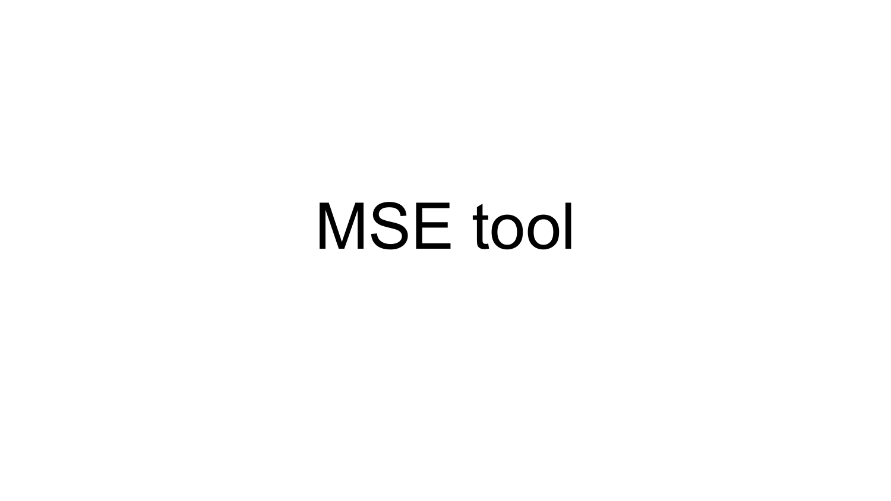# MSE tool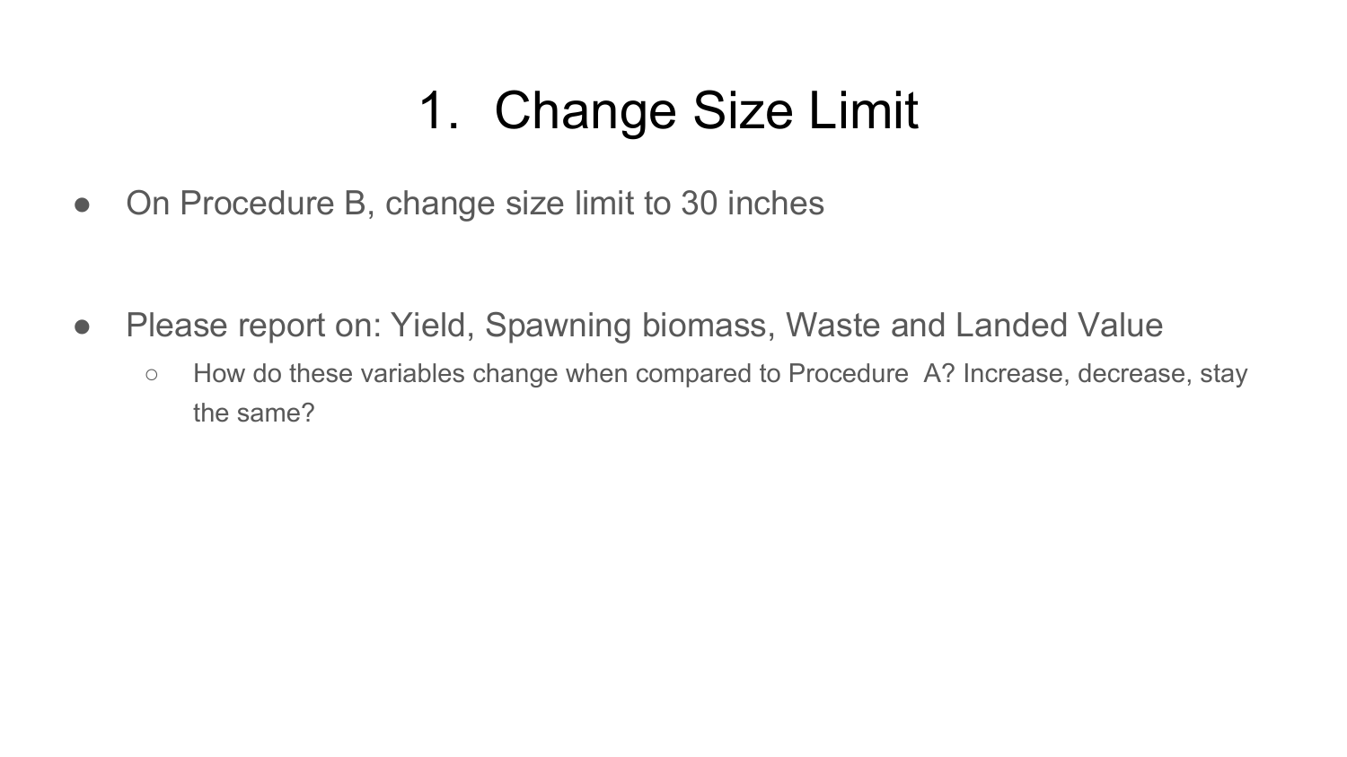# 1. Change Size Limit

- On Procedure B, change size limit to 30 inches

- Please report on: Yield, Spawning biomass, Waste and Landed Value
  - How do these variables change when compared to Procedure A? Increase, decrease, stay the same?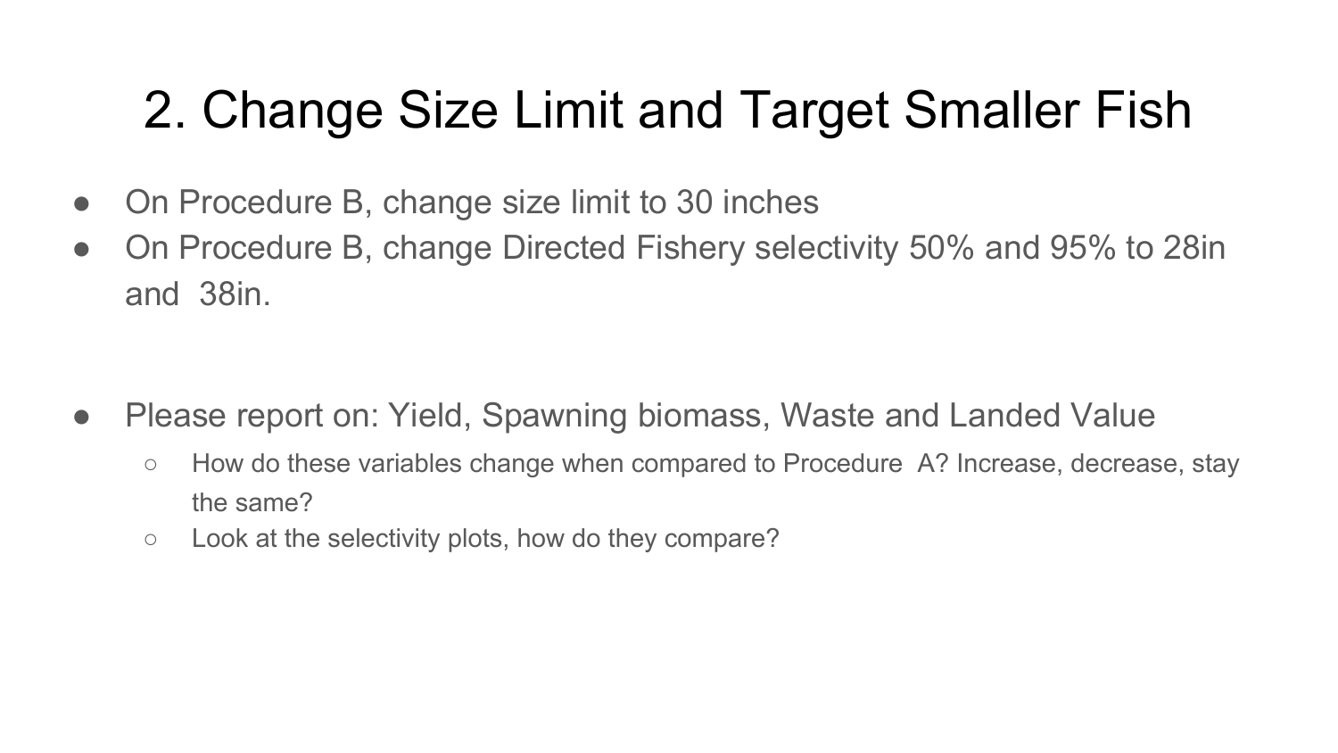# 2. Change Size Limit and Target Smaller Fish

- On Procedure B, change size limit to 30 inches
- On Procedure B, change Directed Fishery selectivity 50% and 95% to 28in and  38in.

- Please report on: Yield, Spawning biomass, Waste and Landed Value
  - How do these variables change when compared to Procedure  A? Increase, decrease, stay the same?
  - Look at the selectivity plots, how do they compare?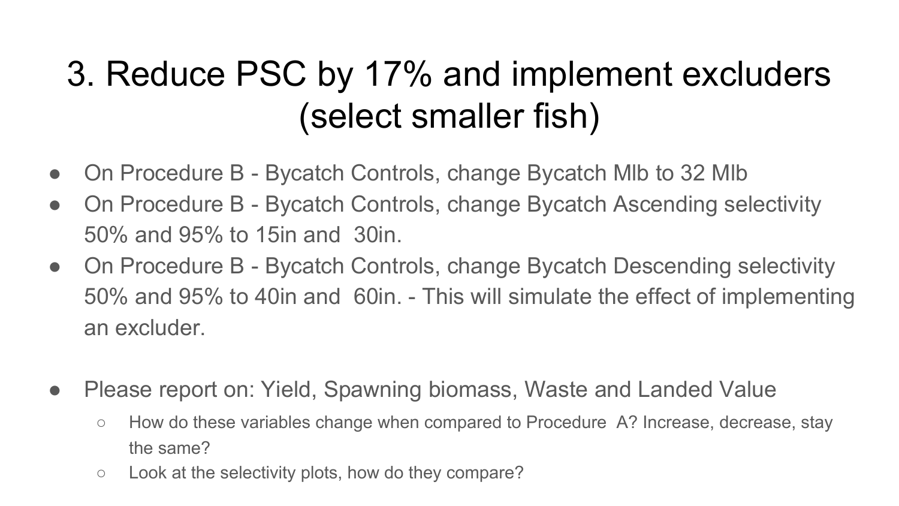# 3. Reduce PSC by 17% and implement excluders (select smaller fish)

- On Procedure B - Bycatch Controls, change Bycatch Mlb to 32 Mlb
- On Procedure B - Bycatch Controls, change Bycatch Ascending selectivity 50% and 95% to 15in and 30in.
- On Procedure B - Bycatch Controls, change Bycatch Descending selectivity 50% and 95% to 40in and 60in. - This will simulate the effect of implementing an excluder.

- Please report on: Yield, Spawning biomass, Waste and Landed Value
  - How do these variables change when compared to Procedure A? Increase, decrease, stay the same?
  - Look at the selectivity plots, how do they compare?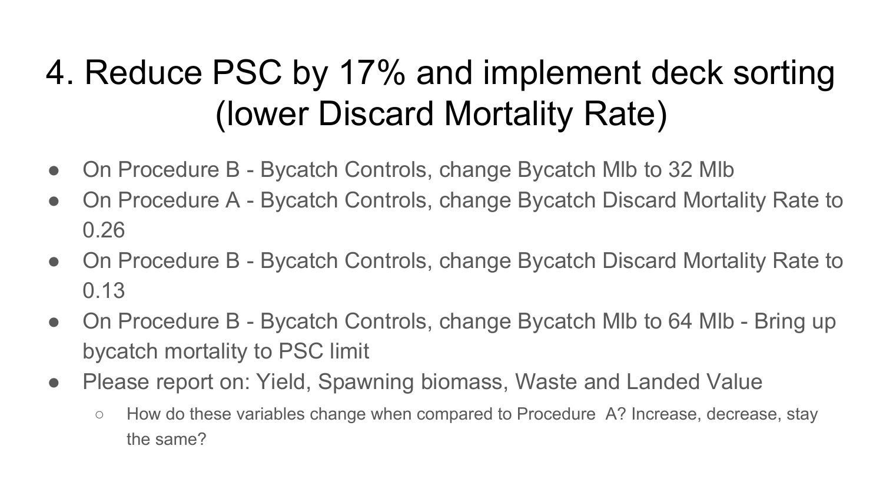# 4. Reduce PSC by 17% and implement deck sorting (lower Discard Mortality Rate)

- On Procedure B - Bycatch Controls, change Bycatch Mlb to 32 Mlb
- On Procedure A - Bycatch Controls, change Bycatch Discard Mortality Rate to 0.26
- On Procedure B - Bycatch Controls, change Bycatch Discard Mortality Rate to 0.13
- On Procedure B - Bycatch Controls, change Bycatch Mlb to 64 Mlb - Bring up bycatch mortality to PSC limit
- Please report on: Yield, Spawning biomass, Waste and Landed Value
  - How do these variables change when compared to Procedure A? Increase, decrease, stay the same?